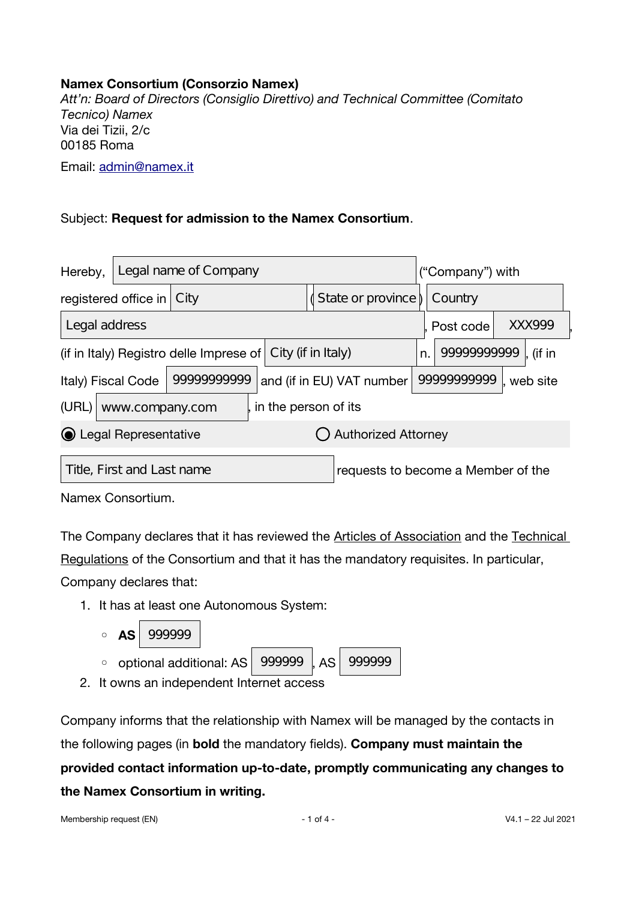**Namex Consortium (Consorzio Namex)**
*Att'n: Board of Directors (Consiglio Direttivo) and Technical Committee (Comitato Tecnico) Namex*
Via dei Tizii, 2/c
00185 Roma

Email: admin@namex.it

Subject: **Request for admission to the Namex Consortium**.

Hereby, [Legal name of Company] ("Company") with registered office in [City] ([State or province]) [Country] [Legal address], Post code [XXX999], (if in Italy) Registro delle Imprese of [City (if in Italy)] n. [99999999999], (if in Italy) Fiscal Code [99999999999] and (if in EU) VAT number [99999999999], web site (URL) [www.company.com], in the person of its

◉ Legal Representative ◯ Authorized Attorney

[Title, First and Last name] requests to become a Member of the Namex Consortium.

The Company declares that it has reviewed the Articles of Association and the Technical Regulations of the Consortium and that it has the mandatory requisites. In particular, Company declares that:

1. It has at least one Autonomous System:
   - **AS** [999999]
   - optional additional: AS [999999], AS [999999]
2. It owns an independent Internet access

Company informs that the relationship with Namex will be managed by the contacts in the following pages (in **bold** the mandatory fields). **Company must maintain the provided contact information up-to-date, promptly communicating any changes to the Namex Consortium in writing.**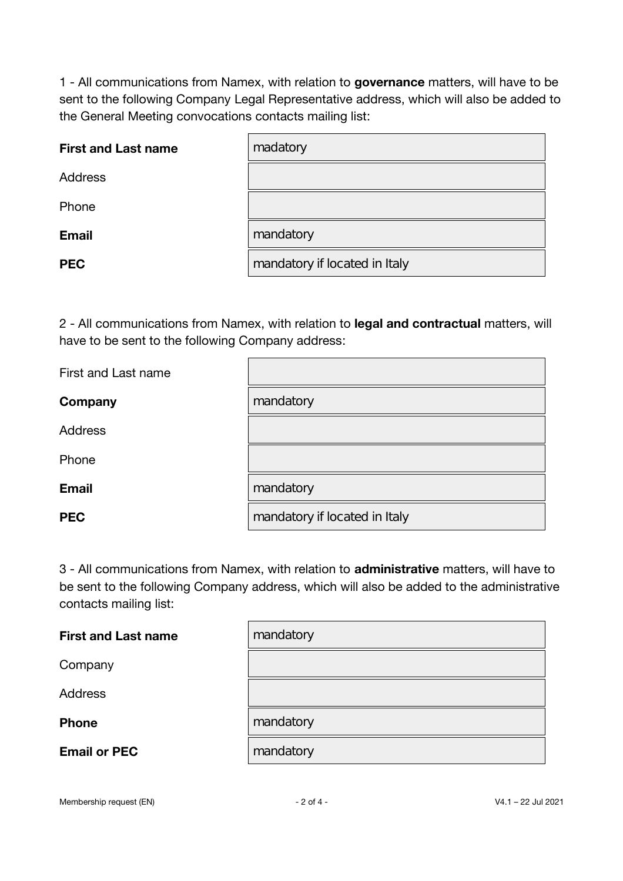1 - All communications from Namex, with relation to **governance** matters, will have to be sent to the following Company Legal Representative address, which will also be added to the General Meeting convocations contacts mailing list:

| | |
|---|---|
| **First and Last name** | madatory |
| Address | |
| Phone | |
| **Email** | mandatory |
| **PEC** | mandatory if located in Italy |

2 - All communications from Namex, with relation to **legal and contractual** matters, will have to be sent to the following Company address:

| | |
|---|---|
| First and Last name | |
| **Company** | mandatory |
| Address | |
| Phone | |
| **Email** | mandatory |
| **PEC** | mandatory if located in Italy |

3 - All communications from Namex, with relation to **administrative** matters, will have to be sent to the following Company address, which will also be added to the administrative contacts mailing list:

| | |
|---|---|
| **First and Last name** | mandatory |
| Company | |
| Address | |
| **Phone** | mandatory |
| **Email or PEC** | mandatory |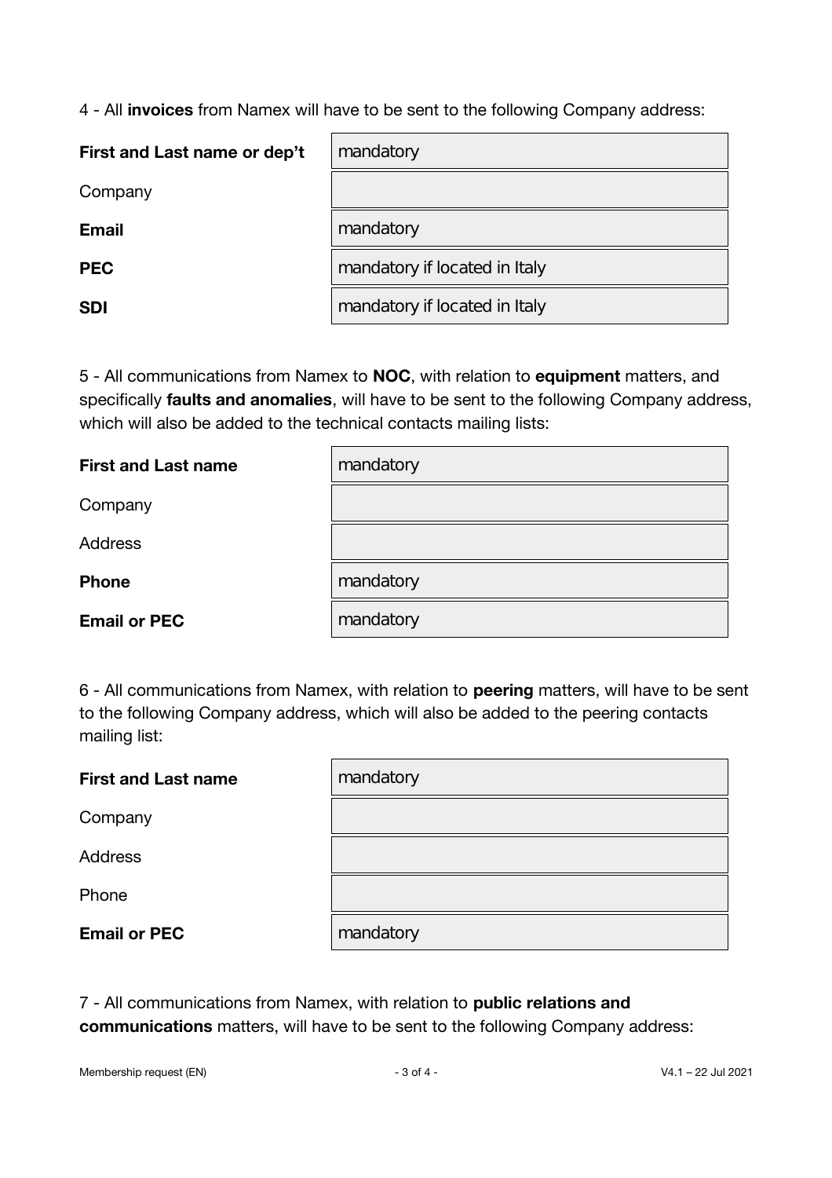4 - All **invoices** from Namex will have to be sent to the following Company address:

| | |
|---|---|
| **First and Last name or dep't** | mandatory |
| Company | |
| **Email** | mandatory |
| **PEC** | mandatory if located in Italy |
| **SDI** | mandatory if located in Italy |

5 - All communications from Namex to **NOC**, with relation to **equipment** matters, and specifically **faults and anomalies**, will have to be sent to the following Company address, which will also be added to the technical contacts mailing lists:

| | |
|---|---|
| **First and Last name** | mandatory |
| Company | |
| Address | |
| **Phone** | mandatory |
| **Email or PEC** | mandatory |

6 - All communications from Namex, with relation to **peering** matters, will have to be sent to the following Company address, which will also be added to the peering contacts mailing list:

| | |
|---|---|
| **First and Last name** | mandatory |
| Company | |
| Address | |
| Phone | |
| **Email or PEC** | mandatory |

7 - All communications from Namex, with relation to **public relations and communications** matters, will have to be sent to the following Company address: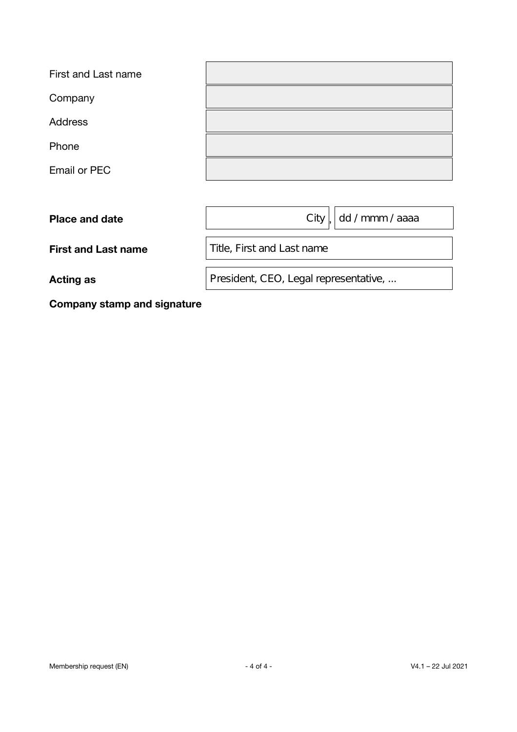| | |
|---|---|
| First and Last name | |
| Company | |
| Address | |
| Phone | |
| Email or PEC | |

| | |
|---|---|
| **Place and date** | City, dd / mmm / aaaa |
| **First and Last name** | Title, First and Last name |
| **Acting as** | President, CEO, Legal representative, … |

**Company stamp and signature**